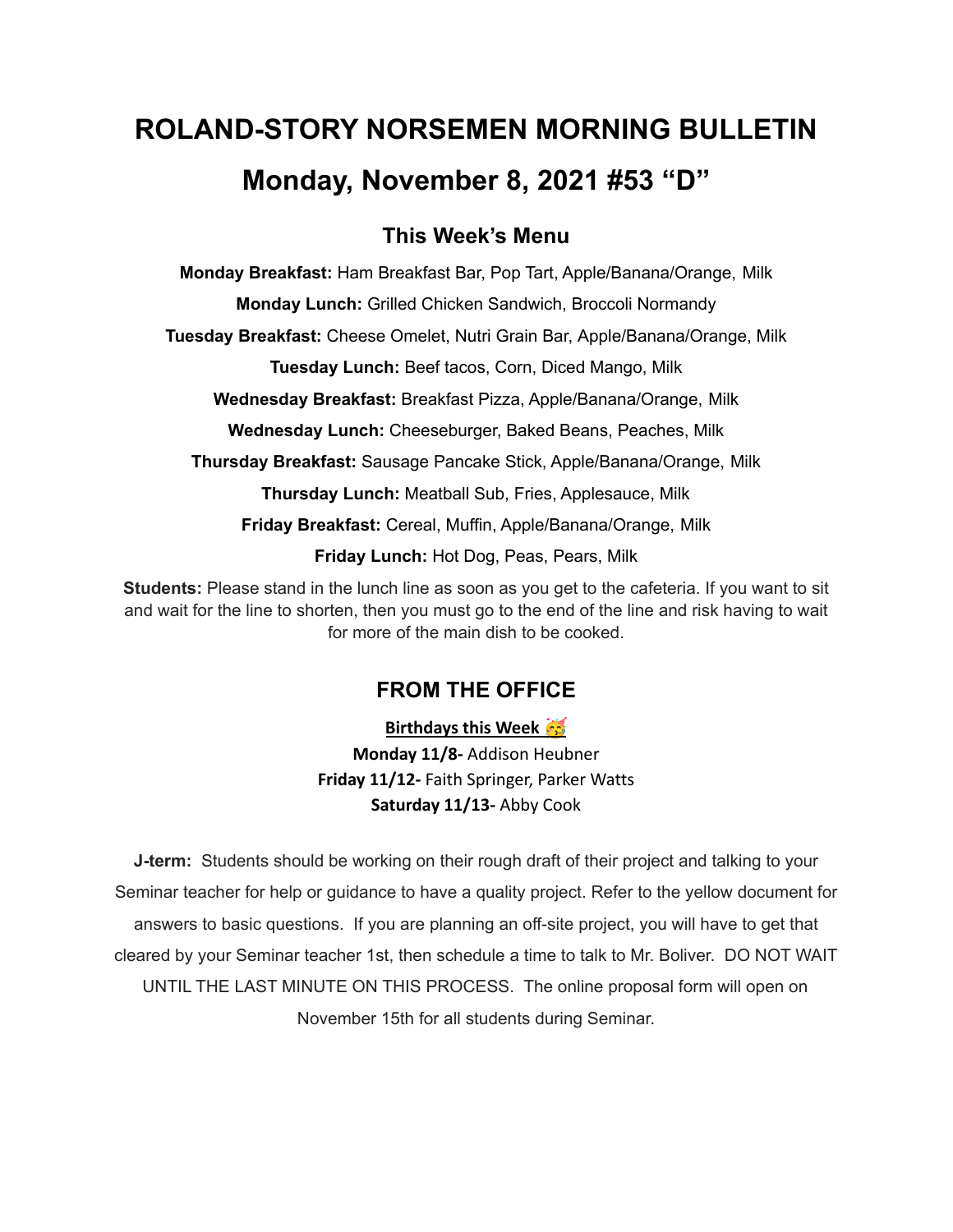# ROLAND-STORY NORSEMEN MORNING BULLETIN

# Monday, November 8, 2021 #53 "D"

## This Week's Menu

**Monday Breakfast:** Ham Breakfast Bar, Pop Tart, Apple/Banana/Orange, Milk

**Monday Lunch:** Grilled Chicken Sandwich, Broccoli Normandy

**Tuesday Breakfast:** Cheese Omelet, Nutri Grain Bar, Apple/Banana/Orange, Milk

**Tuesday Lunch:** Beef tacos, Corn, Diced Mango, Milk

**Wednesday Breakfast:** Breakfast Pizza, Apple/Banana/Orange, Milk

**Wednesday Lunch:** Cheeseburger, Baked Beans, Peaches, Milk

**Thursday Breakfast:** Sausage Pancake Stick, Apple/Banana/Orange, Milk

**Thursday Lunch:** Meatball Sub, Fries, Applesauce, Milk

**Friday Breakfast:** Cereal, Muffin, Apple/Banana/Orange, Milk

**Friday Lunch:** Hot Dog, Peas, Pears, Milk

**Students:** Please stand in the lunch line as soon as you get to the cafeteria. If you want to sit and wait for the line to shorten, then you must go to the end of the line and risk having to wait for more of the main dish to be cooked.

## FROM THE OFFICE

**Birthdays this Week 🥳**

**Monday 11/8-** Addison Heubner

**Friday 11/12-** Faith Springer, Parker Watts

**Saturday 11/13-** Abby Cook

**J-term:** Students should be working on their rough draft of their project and talking to your Seminar teacher for help or guidance to have a quality project. Refer to the yellow document for answers to basic questions. If you are planning an off-site project, you will have to get that cleared by your Seminar teacher 1st, then schedule a time to talk to Mr. Boliver. DO NOT WAIT UNTIL THE LAST MINUTE ON THIS PROCESS. The online proposal form will open on November 15th for all students during Seminar.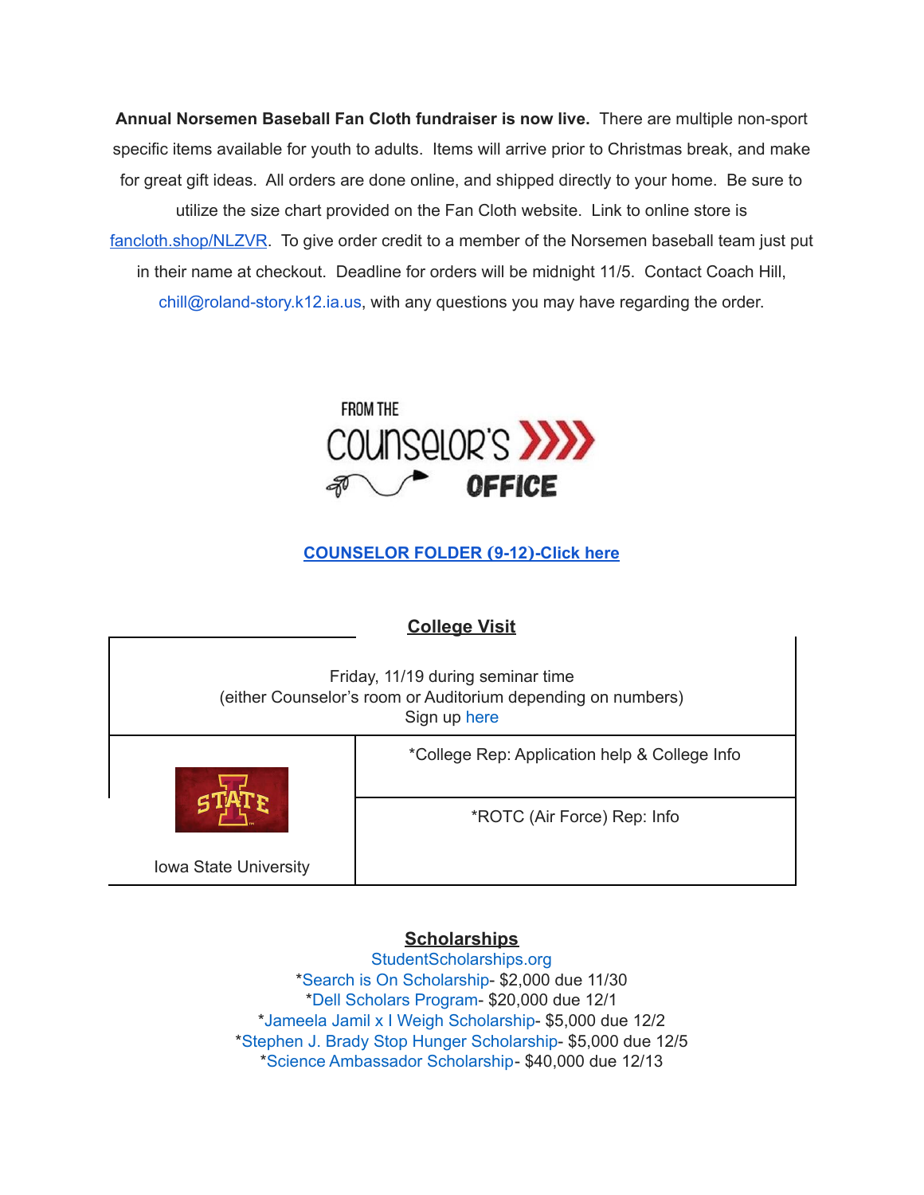**Annual Norsemen Baseball Fan Cloth fundraiser is now live.** There are multiple non-sport specific items available for youth to adults. Items will arrive prior to Christmas break, and make for great gift ideas. All orders are done online, and shipped directly to your home. Be sure to utilize the size chart provided on the Fan Cloth website. Link to online store is fancloth.shop/NLZVR. To give order credit to a member of the Norsemen baseball team just put in their name at checkout. Deadline for orders will be midnight 11/5. Contact Coach Hill, chill@roland-story.k12.ia.us, with any questions you may have regarding the order.

FROM THE COUNSELOR'S OFFICE

**COUNSELOR FOLDER (9-12)-Click here**

## College Visit

| Friday, 11/19 during seminar time (either Counselor's room or Auditorium depending on numbers) Sign up here | |
|---|---|
| Iowa State University | *College Rep: Application help & College Info |
| | *ROTC (Air Force) Rep: Info |

## Scholarships

StudentScholarships.org
*Search is On Scholarship- $2,000 due 11/30
*Dell Scholars Program- $20,000 due 12/1
*Jameela Jamil x I Weigh Scholarship- $5,000 due 12/2
*Stephen J. Brady Stop Hunger Scholarship- $5,000 due 12/5
*Science Ambassador Scholarship- $40,000 due 12/13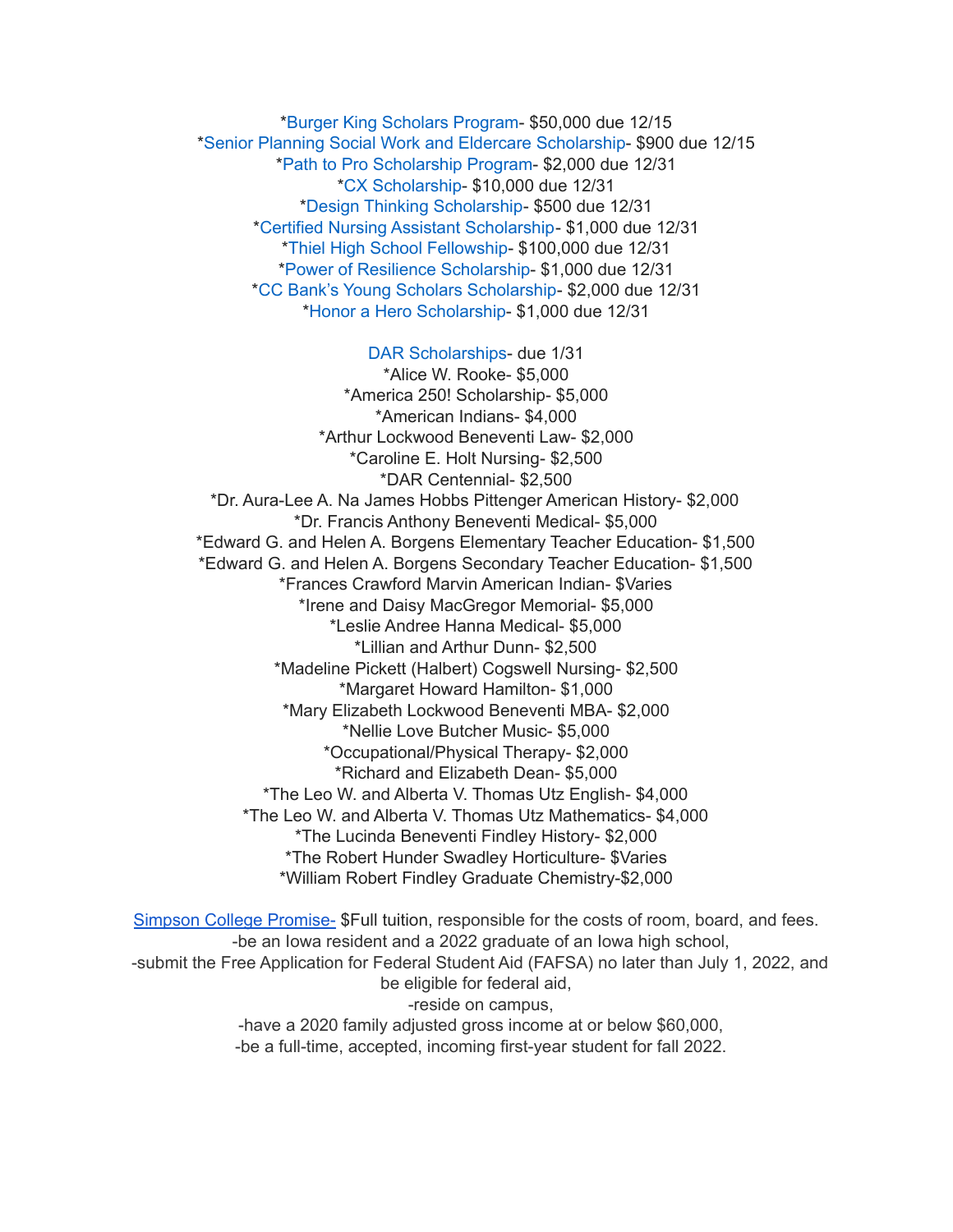*Burger King Scholars Program- $50,000 due 12/15

*Senior Planning Social Work and Eldercare Scholarship- $900 due 12/15

*Path to Pro Scholarship Program- $2,000 due 12/31

*CX Scholarship- $10,000 due 12/31

*Design Thinking Scholarship- $500 due 12/31

*Certified Nursing Assistant Scholarship- $1,000 due 12/31

*Thiel High School Fellowship- $100,000 due 12/31

*Power of Resilience Scholarship- $1,000 due 12/31

*CC Bank's Young Scholars Scholarship- $2,000 due 12/31

*Honor a Hero Scholarship- $1,000 due 12/31

DAR Scholarships- due 1/31

*Alice W. Rooke- $5,000

*America 250! Scholarship- $5,000

*American Indians- $4,000

*Arthur Lockwood Beneventi Law- $2,000

*Caroline E. Holt Nursing- $2,500

*DAR Centennial- $2,500

*Dr. Aura-Lee A. Na James Hobbs Pittenger American History- $2,000

*Dr. Francis Anthony Beneventi Medical- $5,000

*Edward G. and Helen A. Borgens Elementary Teacher Education- $1,500

*Edward G. and Helen A. Borgens Secondary Teacher Education- $1,500

*Frances Crawford Marvin American Indian- $Varies

*Irene and Daisy MacGregor Memorial- $5,000

*Leslie Andree Hanna Medical- $5,000

*Lillian and Arthur Dunn- $2,500

*Madeline Pickett (Halbert) Cogswell Nursing- $2,500

*Margaret Howard Hamilton- $1,000

*Mary Elizabeth Lockwood Beneventi MBA- $2,000

*Nellie Love Butcher Music- $5,000

*Occupational/Physical Therapy- $2,000

*Richard and Elizabeth Dean- $5,000

*The Leo W. and Alberta V. Thomas Utz English- $4,000

*The Leo W. and Alberta V. Thomas Utz Mathematics- $4,000

*The Lucinda Beneventi Findley History- $2,000

*The Robert Hunder Swadley Horticulture- $Varies

*William Robert Findley Graduate Chemistry-$2,000

Simpson College Promise- $Full tuition, responsible for the costs of room, board, and fees.

-be an Iowa resident and a 2022 graduate of an Iowa high school,

-submit the Free Application for Federal Student Aid (FAFSA) no later than July 1, 2022, and be eligible for federal aid,

-reside on campus,

-have a 2020 family adjusted gross income at or below $60,000,

-be a full-time, accepted, incoming first-year student for fall 2022.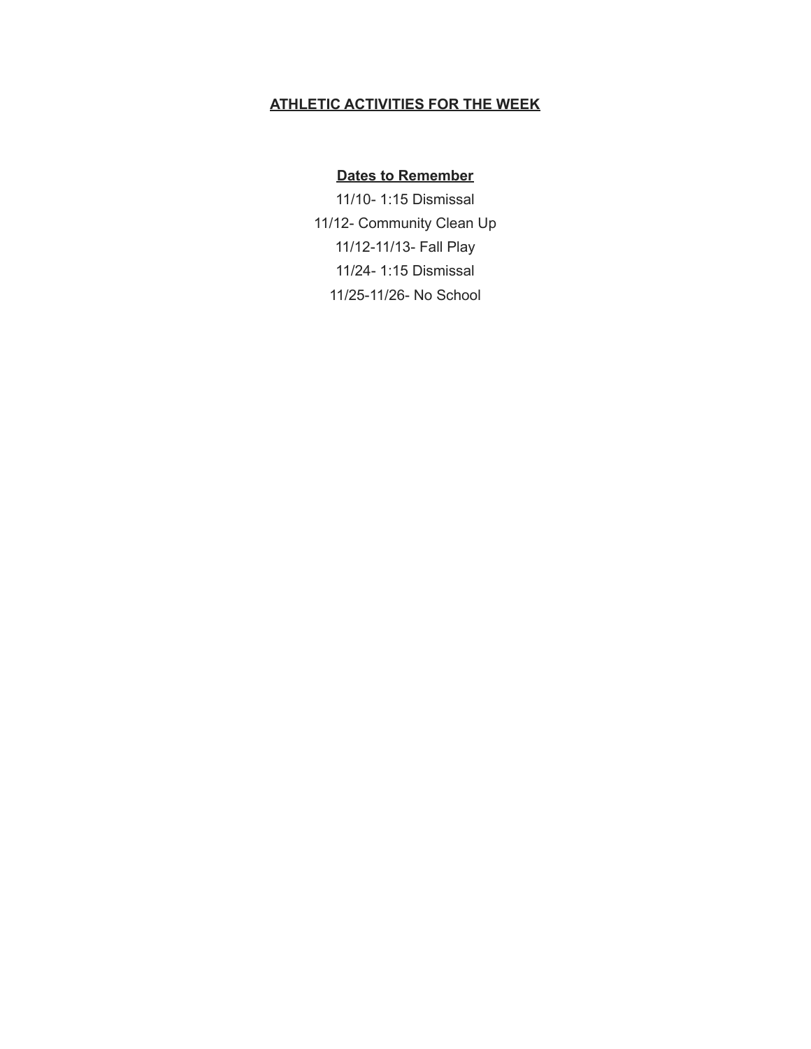**ATHLETIC ACTIVITIES FOR THE WEEK**

**Dates to Remember**

11/10- 1:15 Dismissal

11/12- Community Clean Up

11/12-11/13- Fall Play

11/24- 1:15 Dismissal

11/25-11/26- No School